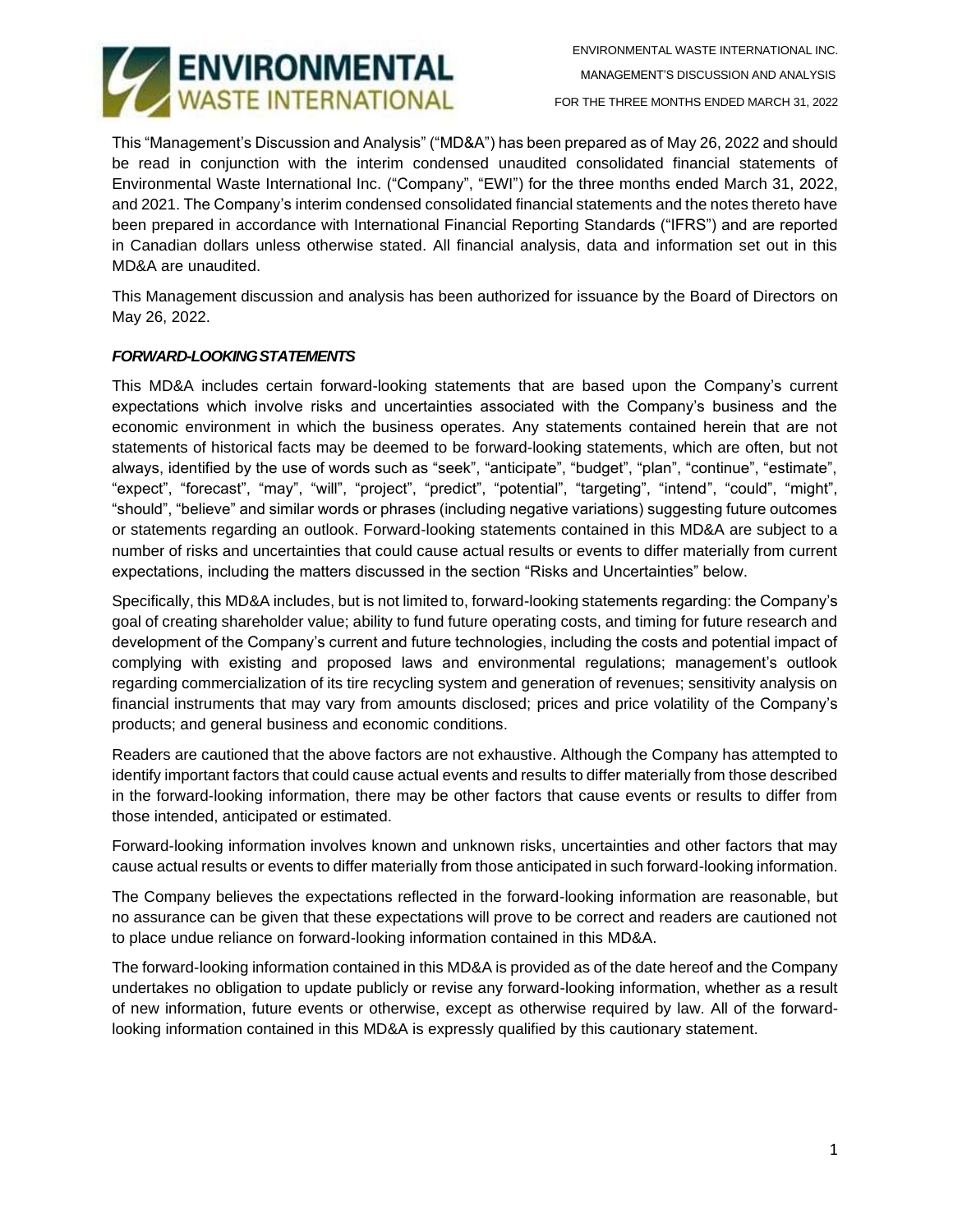This "Management's Discussion and Analysis" ("MD&A") has been prepared as of May 26, 2022 and should be read in conjunction with the interim condensed unaudited consolidated financial statements of Environmental Waste International Inc. ("Company", "EWI") for the three months ended March 31, 2022, and 2021. The Company's interim condensed consolidated financial statements and the notes thereto have been prepared in accordance with International Financial Reporting Standards ("IFRS") and are reported in Canadian dollars unless otherwise stated. All financial analysis, data and information set out in this MD&A are unaudited.

This Management discussion and analysis has been authorized for issuance by the Board of Directors on May 26, 2022.

### *FORWARD-LOOKING STATEMENTS*

This MD&A includes certain forward-looking statements that are based upon the Company's current expectations which involve risks and uncertainties associated with the Company's business and the economic environment in which the business operates. Any statements contained herein that are not statements of historical facts may be deemed to be forward-looking statements, which are often, but not always, identified by the use of words such as "seek", "anticipate", "budget", "plan", "continue", "estimate", "expect", "forecast", "may", "will", "project", "predict", "potential", "targeting", "intend", "could", "might", "should", "believe" and similar words or phrases (including negative variations) suggesting future outcomes or statements regarding an outlook. Forward-looking statements contained in this MD&A are subject to a number of risks and uncertainties that could cause actual results or events to differ materially from current expectations, including the matters discussed in the section "Risks and Uncertainties" below.

Specifically, this MD&A includes, but is not limited to, forward-looking statements regarding: the Company's goal of creating shareholder value; ability to fund future operating costs, and timing for future research and development of the Company's current and future technologies, including the costs and potential impact of complying with existing and proposed laws and environmental regulations; management's outlook regarding commercialization of its tire recycling system and generation of revenues; sensitivity analysis on financial instruments that may vary from amounts disclosed; prices and price volatility of the Company's products; and general business and economic conditions.

Readers are cautioned that the above factors are not exhaustive. Although the Company has attempted to identify important factors that could cause actual events and results to differ materially from those described in the forward-looking information, there may be other factors that cause events or results to differ from those intended, anticipated or estimated.

Forward-looking information involves known and unknown risks, uncertainties and other factors that may cause actual results or events to differ materially from those anticipated in such forward-looking information.

The Company believes the expectations reflected in the forward-looking information are reasonable, but no assurance can be given that these expectations will prove to be correct and readers are cautioned not to place undue reliance on forward-looking information contained in this MD&A.

The forward-looking information contained in this MD&A is provided as of the date hereof and the Company undertakes no obligation to update publicly or revise any forward-looking information, whether as a result of new information, future events or otherwise, except as otherwise required by law. All of the forward-looking information contained in this MD&A is expressly qualified by this cautionary statement.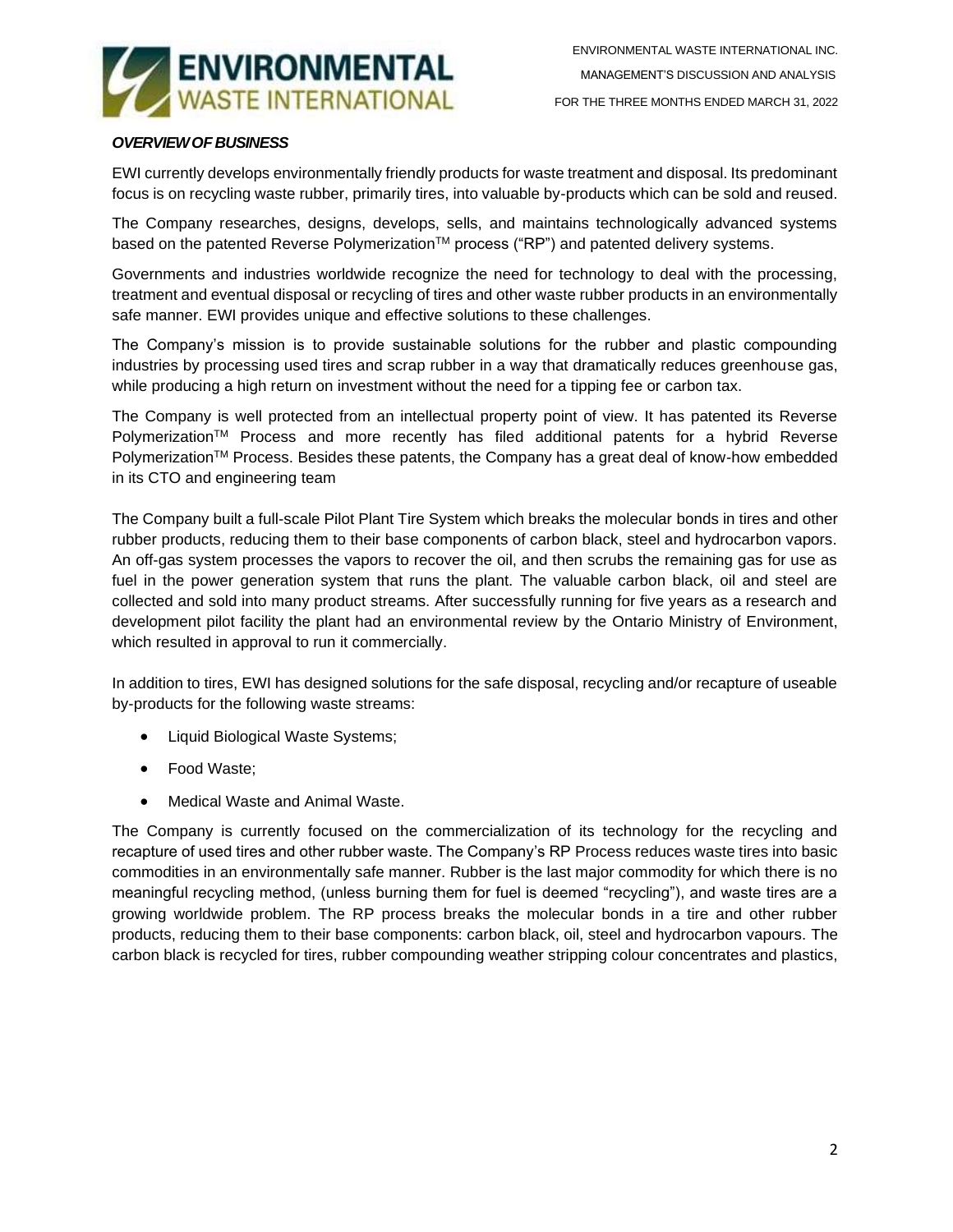## *OVERVIEW OF BUSINESS*

EWI currently develops environmentally friendly products for waste treatment and disposal. Its predominant focus is on recycling waste rubber, primarily tires, into valuable by-products which can be sold and reused.

The Company researches, designs, develops, sells, and maintains technologically advanced systems based on the patented Reverse Polymerization™ process ("RP") and patented delivery systems.

Governments and industries worldwide recognize the need for technology to deal with the processing, treatment and eventual disposal or recycling of tires and other waste rubber products in an environmentally safe manner. EWI provides unique and effective solutions to these challenges.

The Company's mission is to provide sustainable solutions for the rubber and plastic compounding industries by processing used tires and scrap rubber in a way that dramatically reduces greenhouse gas, while producing a high return on investment without the need for a tipping fee or carbon tax.

The Company is well protected from an intellectual property point of view. It has patented its Reverse Polymerization™ Process and more recently has filed additional patents for a hybrid Reverse Polymerization™ Process. Besides these patents, the Company has a great deal of know-how embedded in its CTO and engineering team

The Company built a full-scale Pilot Plant Tire System which breaks the molecular bonds in tires and other rubber products, reducing them to their base components of carbon black, steel and hydrocarbon vapors. An off-gas system processes the vapors to recover the oil, and then scrubs the remaining gas for use as fuel in the power generation system that runs the plant. The valuable carbon black, oil and steel are collected and sold into many product streams. After successfully running for five years as a research and development pilot facility the plant had an environmental review by the Ontario Ministry of Environment, which resulted in approval to run it commercially.

In addition to tires, EWI has designed solutions for the safe disposal, recycling and/or recapture of useable by-products for the following waste streams:

- Liquid Biological Waste Systems;
- Food Waste;
- Medical Waste and Animal Waste.

The Company is currently focused on the commercialization of its technology for the recycling and recapture of used tires and other rubber waste. The Company's RP Process reduces waste tires into basic commodities in an environmentally safe manner. Rubber is the last major commodity for which there is no meaningful recycling method, (unless burning them for fuel is deemed "recycling"), and waste tires are a growing worldwide problem. The RP process breaks the molecular bonds in a tire and other rubber products, reducing them to their base components: carbon black, oil, steel and hydrocarbon vapours. The carbon black is recycled for tires, rubber compounding weather stripping colour concentrates and plastics,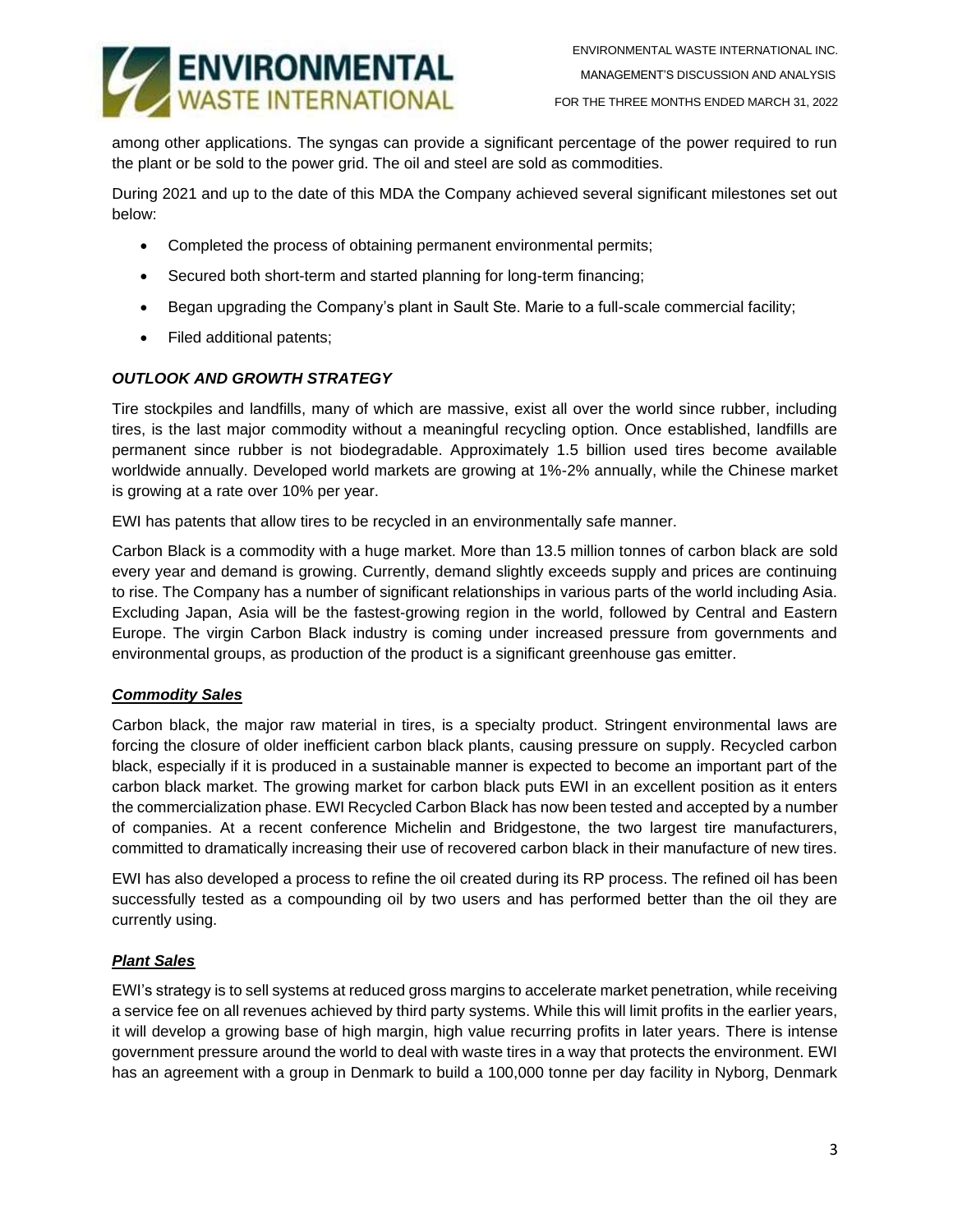among other applications. The syngas can provide a significant percentage of the power required to run the plant or be sold to the power grid. The oil and steel are sold as commodities.

During 2021 and up to the date of this MDA the Company achieved several significant milestones set out below:

- Completed the process of obtaining permanent environmental permits;
- Secured both short-term and started planning for long-term financing;
- Began upgrading the Company's plant in Sault Ste. Marie to a full-scale commercial facility;
- Filed additional patents;

### ***OUTLOOK AND GROWTH STRATEGY***

Tire stockpiles and landfills, many of which are massive, exist all over the world since rubber, including tires, is the last major commodity without a meaningful recycling option. Once established, landfills are permanent since rubber is not biodegradable. Approximately 1.5 billion used tires become available worldwide annually. Developed world markets are growing at 1%-2% annually, while the Chinese market is growing at a rate over 10% per year.

EWI has patents that allow tires to be recycled in an environmentally safe manner.

Carbon Black is a commodity with a huge market. More than 13.5 million tonnes of carbon black are sold every year and demand is growing. Currently, demand slightly exceeds supply and prices are continuing to rise. The Company has a number of significant relationships in various parts of the world including Asia. Excluding Japan, Asia will be the fastest-growing region in the world, followed by Central and Eastern Europe. The virgin Carbon Black industry is coming under increased pressure from governments and environmental groups, as production of the product is a significant greenhouse gas emitter.

#### ***Commodity Sales***

Carbon black, the major raw material in tires, is a specialty product. Stringent environmental laws are forcing the closure of older inefficient carbon black plants, causing pressure on supply. Recycled carbon black, especially if it is produced in a sustainable manner is expected to become an important part of the carbon black market. The growing market for carbon black puts EWI in an excellent position as it enters the commercialization phase. EWI Recycled Carbon Black has now been tested and accepted by a number of companies. At a recent conference Michelin and Bridgestone, the two largest tire manufacturers, committed to dramatically increasing their use of recovered carbon black in their manufacture of new tires.

EWI has also developed a process to refine the oil created during its RP process. The refined oil has been successfully tested as a compounding oil by two users and has performed better than the oil they are currently using.

#### ***Plant Sales***

EWI's strategy is to sell systems at reduced gross margins to accelerate market penetration, while receiving a service fee on all revenues achieved by third party systems. While this will limit profits in the earlier years, it will develop a growing base of high margin, high value recurring profits in later years. There is intense government pressure around the world to deal with waste tires in a way that protects the environment. EWI has an agreement with a group in Denmark to build a 100,000 tonne per day facility in Nyborg, Denmark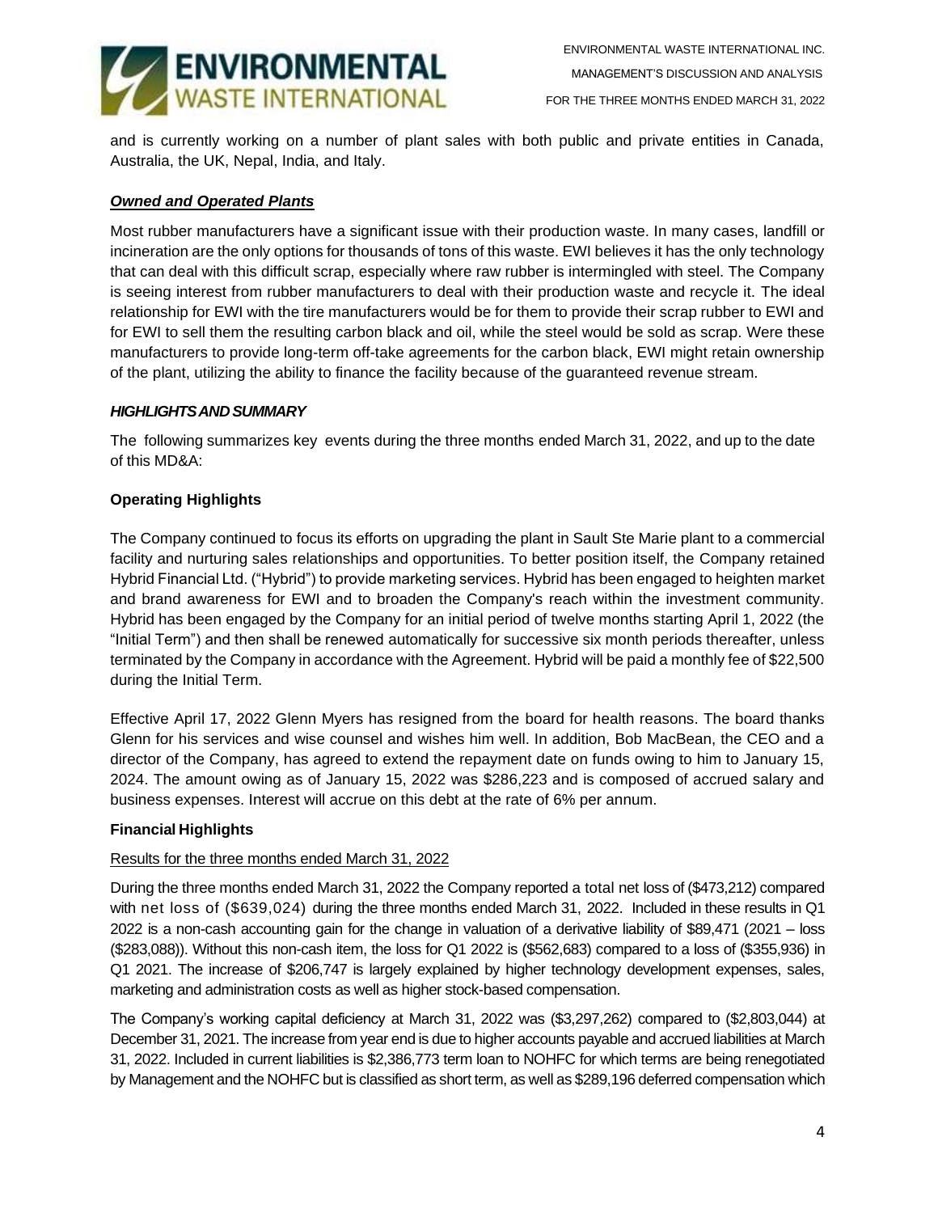and is currently working on a number of plant sales with both public and private entities in Canada, Australia, the UK, Nepal, India, and Italy.

***Owned and Operated Plants***

Most rubber manufacturers have a significant issue with their production waste. In many cases, landfill or incineration are the only options for thousands of tons of this waste. EWI believes it has the only technology that can deal with this difficult scrap, especially where raw rubber is intermingled with steel. The Company is seeing interest from rubber manufacturers to deal with their production waste and recycle it. The ideal relationship for EWI with the tire manufacturers would be for them to provide their scrap rubber to EWI and for EWI to sell them the resulting carbon black and oil, while the steel would be sold as scrap. Were these manufacturers to provide long-term off-take agreements for the carbon black, EWI might retain ownership of the plant, utilizing the ability to finance the facility because of the guaranteed revenue stream.

***HIGHLIGHTS AND SUMMARY***

The following summarizes key events during the three months ended March 31, 2022, and up to the date of this MD&A:

**Operating Highlights**

The Company continued to focus its efforts on upgrading the plant in Sault Ste Marie plant to a commercial facility and nurturing sales relationships and opportunities. To better position itself, the Company retained Hybrid Financial Ltd. ("Hybrid") to provide marketing services. Hybrid has been engaged to heighten market and brand awareness for EWI and to broaden the Company's reach within the investment community. Hybrid has been engaged by the Company for an initial period of twelve months starting April 1, 2022 (the "Initial Term") and then shall be renewed automatically for successive six month periods thereafter, unless terminated by the Company in accordance with the Agreement. Hybrid will be paid a monthly fee of $22,500 during the Initial Term.

Effective April 17, 2022 Glenn Myers has resigned from the board for health reasons. The board thanks Glenn for his services and wise counsel and wishes him well. In addition, Bob MacBean, the CEO and a director of the Company, has agreed to extend the repayment date on funds owing to him to January 15, 2024. The amount owing as of January 15, 2022 was $286,223 and is composed of accrued salary and business expenses. Interest will accrue on this debt at the rate of 6% per annum.

**Financial Highlights**

Results for the three months ended March 31, 2022

During the three months ended March 31, 2022 the Company reported a total net loss of ($473,212) compared with net loss of ($639,024) during the three months ended March 31, 2022. Included in these results in Q1 2022 is a non-cash accounting gain for the change in valuation of a derivative liability of $89,471 (2021 – loss ($283,088)). Without this non-cash item, the loss for Q1 2022 is ($562,683) compared to a loss of ($355,936) in Q1 2021. The increase of $206,747 is largely explained by higher technology development expenses, sales, marketing and administration costs as well as higher stock-based compensation.

The Company's working capital deficiency at March 31, 2022 was ($3,297,262) compared to ($2,803,044) at December 31, 2021. The increase from year end is due to higher accounts payable and accrued liabilities at March 31, 2022. Included in current liabilities is $2,386,773 term loan to NOHFC for which terms are being renegotiated by Management and the NOHFC but is classified as short term, as well as $289,196 deferred compensation which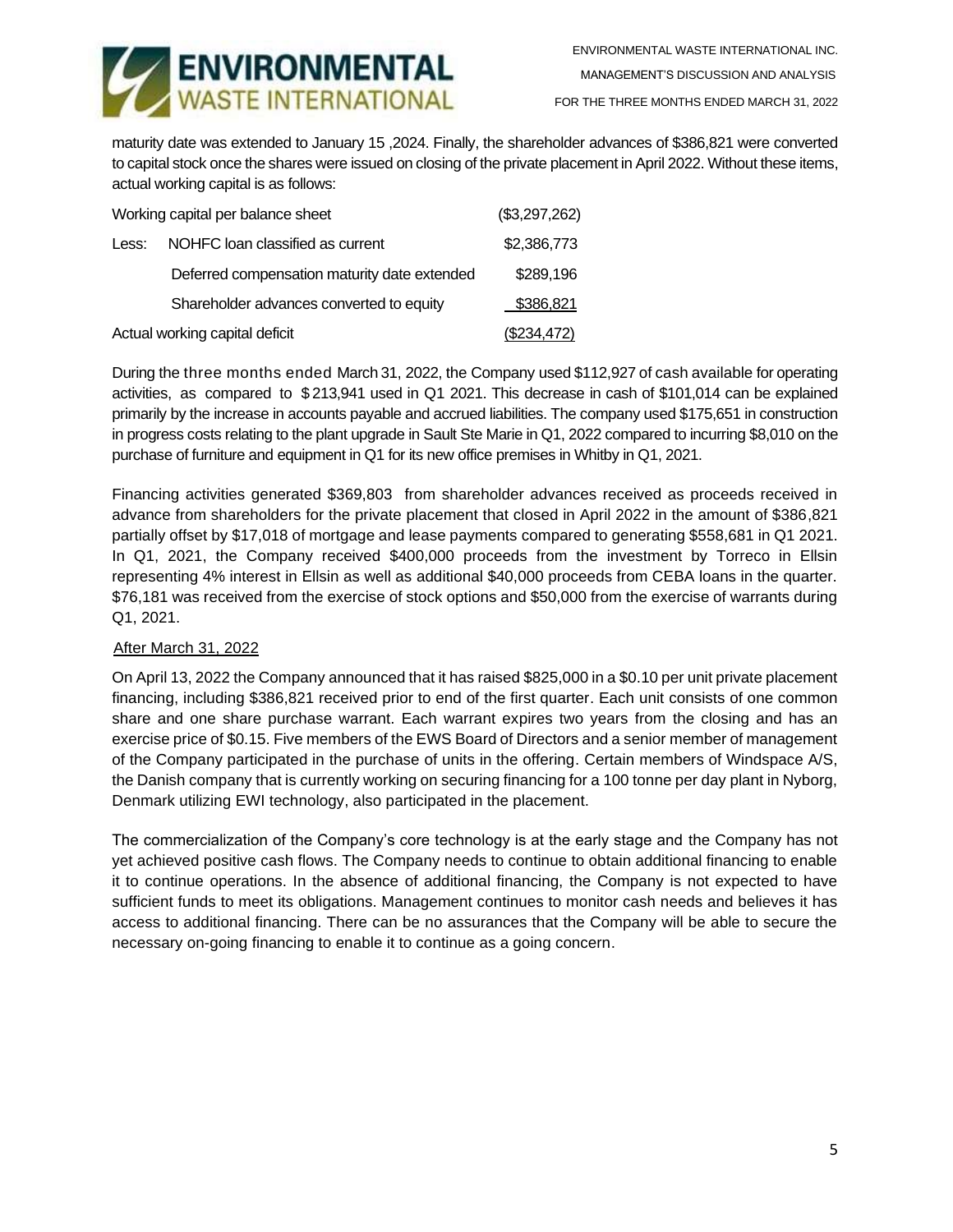maturity date was extended to January 15 ,2024. Finally, the shareholder advances of $386,821 were converted to capital stock once the shares were issued on closing of the private placement in April 2022. Without these items, actual working capital is as follows:

| | |
|---|---|
| Working capital per balance sheet | ($3,297,262) |
| Less: NOHFC loan classified as current | $2,386,773 |
| Deferred compensation maturity date extended | $289,196 |
| Shareholder advances converted to equity | $386,821 |
| Actual working capital deficit | ($234,472) |

During the three months ended March 31, 2022, the Company used $112,927 of cash available for operating activities, as compared to $213,941 used in Q1 2021. This decrease in cash of $101,014 can be explained primarily by the increase in accounts payable and accrued liabilities. The company used $175,651 in construction in progress costs relating to the plant upgrade in Sault Ste Marie in Q1, 2022 compared to incurring $8,010 on the purchase of furniture and equipment in Q1 for its new office premises in Whitby in Q1, 2021.

Financing activities generated $369,803 from shareholder advances received as proceeds received in advance from shareholders for the private placement that closed in April 2022 in the amount of $386,821 partially offset by $17,018 of mortgage and lease payments compared to generating $558,681 in Q1 2021. In Q1, 2021, the Company received $400,000 proceeds from the investment by Torreco in Ellsin representing 4% interest in Ellsin as well as additional $40,000 proceeds from CEBA loans in the quarter. $76,181 was received from the exercise of stock options and $50,000 from the exercise of warrants during Q1, 2021.

After March 31, 2022

On April 13, 2022 the Company announced that it has raised $825,000 in a $0.10 per unit private placement financing, including $386,821 received prior to end of the first quarter. Each unit consists of one common share and one share purchase warrant. Each warrant expires two years from the closing and has an exercise price of $0.15. Five members of the EWS Board of Directors and a senior member of management of the Company participated in the purchase of units in the offering. Certain members of Windspace A/S, the Danish company that is currently working on securing financing for a 100 tonne per day plant in Nyborg, Denmark utilizing EWI technology, also participated in the placement.

The commercialization of the Company's core technology is at the early stage and the Company has not yet achieved positive cash flows. The Company needs to continue to obtain additional financing to enable it to continue operations. In the absence of additional financing, the Company is not expected to have sufficient funds to meet its obligations. Management continues to monitor cash needs and believes it has access to additional financing. There can be no assurances that the Company will be able to secure the necessary on-going financing to enable it to continue as a going concern.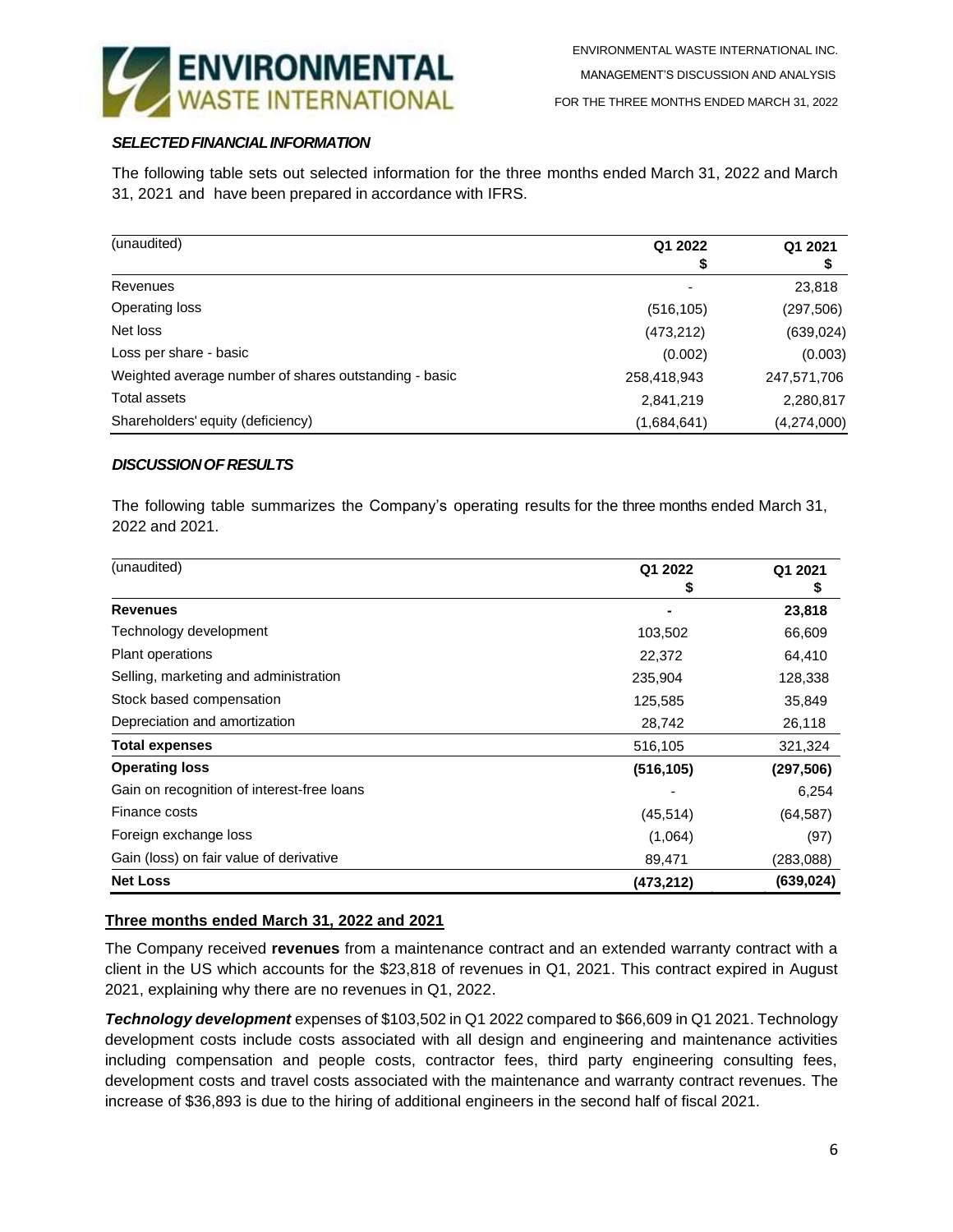### *SELECTED FINANCIAL INFORMATION*

The following table sets out selected information for the three months ended March 31, 2022 and March 31, 2021 and have been prepared in accordance with IFRS.

| (unaudited) | Q1 2022 $ | Q1 2021 $ |
|---|---|---|
| Revenues | - | 23,818 |
| Operating loss | (516,105) | (297,506) |
| Net loss | (473,212) | (639,024) |
| Loss per share - basic | (0.002) | (0.003) |
| Weighted average number of shares outstanding - basic | 258,418,943 | 247,571,706 |
| Total assets | 2,841,219 | 2,280,817 |
| Shareholders' equity (deficiency) | (1,684,641) | (4,274,000) |

### *DISCUSSION OF RESULTS*

The following table summarizes the Company's operating results for the three months ended March 31, 2022 and 2021.

| (unaudited) | Q1 2022 $ | Q1 2021 $ |
|---|---|---|
| **Revenues** | **-** | **23,818** |
| Technology development | 103,502 | 66,609 |
| Plant operations | 22,372 | 64,410 |
| Selling, marketing and administration | 235,904 | 128,338 |
| Stock based compensation | 125,585 | 35,849 |
| Depreciation and amortization | 28,742 | 26,118 |
| **Total expenses** | 516,105 | 321,324 |
| **Operating loss** | **(516,105)** | **(297,506)** |
| Gain on recognition of interest-free loans | - | 6,254 |
| Finance costs | (45,514) | (64,587) |
| Foreign exchange loss | (1,064) | (97) |
| Gain (loss) on fair value of derivative | 89,471 | (283,088) |
| **Net Loss** | **(473,212)** | **(639,024)** |

**Three months ended March 31, 2022 and 2021**

The Company received **revenues** from a maintenance contract and an extended warranty contract with a client in the US which accounts for the $23,818 of revenues in Q1, 2021. This contract expired in August 2021, explaining why there are no revenues in Q1, 2022.

***Technology development*** expenses of $103,502 in Q1 2022 compared to $66,609 in Q1 2021. Technology development costs include costs associated with all design and engineering and maintenance activities including compensation and people costs, contractor fees, third party engineering consulting fees, development costs and travel costs associated with the maintenance and warranty contract revenues. The increase of $36,893 is due to the hiring of additional engineers in the second half of fiscal 2021.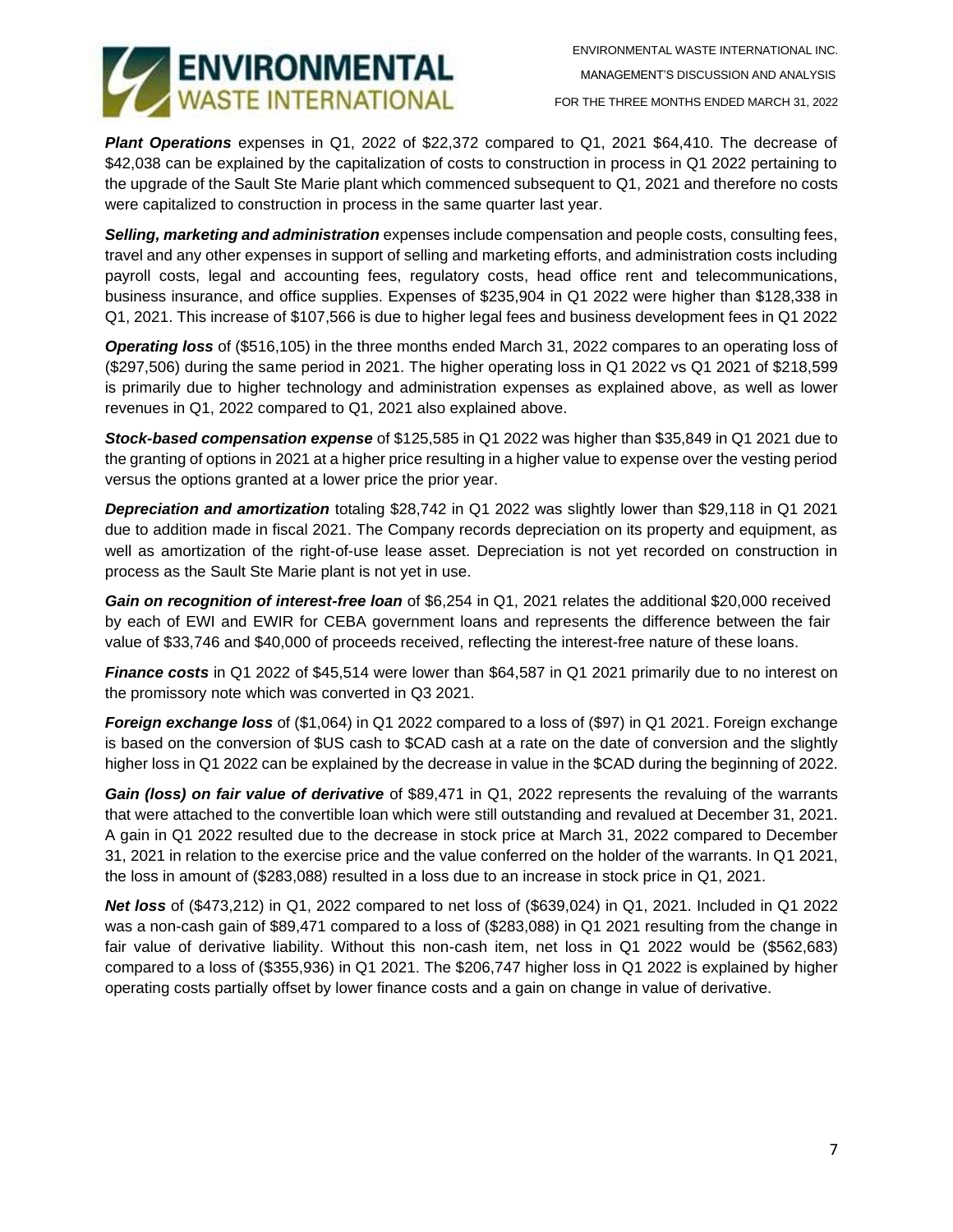***Plant Operations*** expenses in Q1, 2022 of $22,372 compared to Q1, 2021 $64,410. The decrease of $42,038 can be explained by the capitalization of costs to construction in process in Q1 2022 pertaining to the upgrade of the Sault Ste Marie plant which commenced subsequent to Q1, 2021 and therefore no costs were capitalized to construction in process in the same quarter last year.

***Selling, marketing and administration*** expenses include compensation and people costs, consulting fees, travel and any other expenses in support of selling and marketing efforts, and administration costs including payroll costs, legal and accounting fees, regulatory costs, head office rent and telecommunications, business insurance, and office supplies. Expenses of $235,904 in Q1 2022 were higher than $128,338 in Q1, 2021. This increase of $107,566 is due to higher legal fees and business development fees in Q1 2022

***Operating loss*** of ($516,105) in the three months ended March 31, 2022 compares to an operating loss of ($297,506) during the same period in 2021. The higher operating loss in Q1 2022 vs Q1 2021 of $218,599 is primarily due to higher technology and administration expenses as explained above, as well as lower revenues in Q1, 2022 compared to Q1, 2021 also explained above.

***Stock-based compensation expense*** of $125,585 in Q1 2022 was higher than $35,849 in Q1 2021 due to the granting of options in 2021 at a higher price resulting in a higher value to expense over the vesting period versus the options granted at a lower price the prior year.

***Depreciation and amortization*** totaling $28,742 in Q1 2022 was slightly lower than $29,118 in Q1 2021 due to addition made in fiscal 2021. The Company records depreciation on its property and equipment, as well as amortization of the right-of-use lease asset. Depreciation is not yet recorded on construction in process as the Sault Ste Marie plant is not yet in use.

***Gain on recognition of interest-free loan*** of $6,254 in Q1, 2021 relates the additional $20,000 received by each of EWI and EWIR for CEBA government loans and represents the difference between the fair value of $33,746 and $40,000 of proceeds received, reflecting the interest-free nature of these loans.

***Finance costs*** in Q1 2022 of $45,514 were lower than $64,587 in Q1 2021 primarily due to no interest on the promissory note which was converted in Q3 2021.

***Foreign exchange loss*** of ($1,064) in Q1 2022 compared to a loss of ($97) in Q1 2021. Foreign exchange is based on the conversion of $US cash to $CAD cash at a rate on the date of conversion and the slightly higher loss in Q1 2022 can be explained by the decrease in value in the $CAD during the beginning of 2022.

***Gain (loss) on fair value of derivative*** of $89,471 in Q1, 2022 represents the revaluing of the warrants that were attached to the convertible loan which were still outstanding and revalued at December 31, 2021. A gain in Q1 2022 resulted due to the decrease in stock price at March 31, 2022 compared to December 31, 2021 in relation to the exercise price and the value conferred on the holder of the warrants. In Q1 2021, the loss in amount of ($283,088) resulted in a loss due to an increase in stock price in Q1, 2021.

***Net loss*** of ($473,212) in Q1, 2022 compared to net loss of ($639,024) in Q1, 2021. Included in Q1 2022 was a non-cash gain of $89,471 compared to a loss of ($283,088) in Q1 2021 resulting from the change in fair value of derivative liability. Without this non-cash item, net loss in Q1 2022 would be ($562,683) compared to a loss of ($355,936) in Q1 2021. The $206,747 higher loss in Q1 2022 is explained by higher operating costs partially offset by lower finance costs and a gain on change in value of derivative.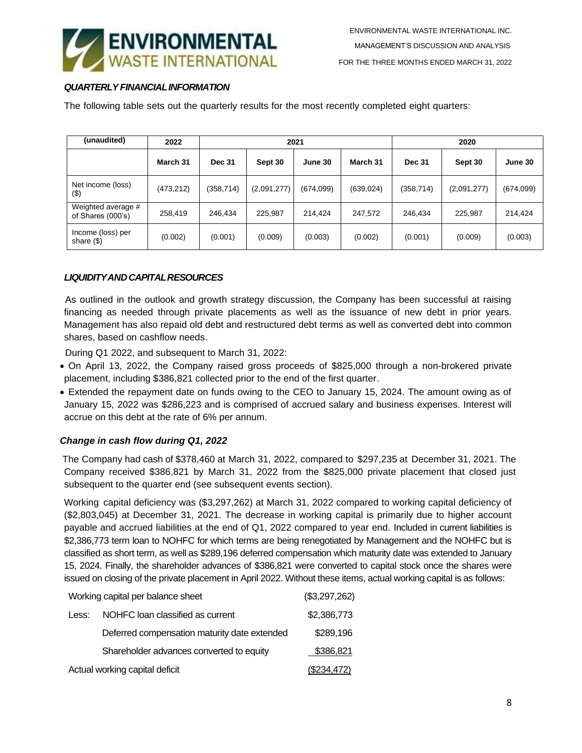### *QUARTERLY FINANCIAL INFORMATION*

The following table sets out the quarterly results for the most recently completed eight quarters:

| (unaudited) | 2022 | 2021 | | | | 2020 | | |
|---|---|---|---|---|---|---|---|---|
| | March 31 | Dec 31 | Sept 30 | June 30 | March 31 | Dec 31 | Sept 30 | June 30 |
| Net income (loss) ($) | (473,212) | (358,714) | (2,091,277) | (674,099) | (639,024) | (358,714) | (2,091,277) | (674,099) |
| Weighted average # of Shares (000's) | 258,419 | 246,434 | 225,987 | 214,424 | 247,572 | 246,434 | 225,987 | 214,424 |
| Income (loss) per share ($) | (0.002) | (0.001) | (0.009) | (0.003) | (0.002) | (0.001) | (0.009) | (0.003) |

### *LIQUIDITY AND CAPITAL RESOURCES*

As outlined in the outlook and growth strategy discussion, the Company has been successful at raising financing as needed through private placements as well as the issuance of new debt in prior years. Management has also repaid old debt and restructured debt terms as well as converted debt into common shares, based on cashflow needs.

During Q1 2022, and subsequent to March 31, 2022:

- On April 13, 2022, the Company raised gross proceeds of $825,000 through a non-brokered private placement, including $386,821 collected prior to the end of the first quarter.
- Extended the repayment date on funds owing to the CEO to January 15, 2024. The amount owing as of January 15, 2022 was $286,223 and is comprised of accrued salary and business expenses. Interest will accrue on this debt at the rate of 6% per annum.

### *Change in cash flow during Q1, 2022*

The Company had cash of $378,460 at March 31, 2022, compared to $297,235 at December 31, 2021. The Company received $386,821 by March 31, 2022 from the $825,000 private placement that closed just subsequent to the quarter end (see subsequent events section).

Working capital deficiency was ($3,297,262) at March 31, 2022 compared to working capital deficiency of ($2,803,045) at December 31, 2021. The decrease in working capital is primarily due to higher account payable and accrued liabilities at the end of Q1, 2022 compared to year end. Included in current liabilities is $2,386,773 term loan to NOHFC for which terms are being renegotiated by Management and the NOHFC but is classified as short term, as well as $289,196 deferred compensation which maturity date was extended to January 15, 2024. Finally, the shareholder advances of $386,821 were converted to capital stock once the shares were issued on closing of the private placement in April 2022. Without these items, actual working capital is as follows:

| | | |
|---|---|---|
| Working capital per balance sheet | | ($3,297,262) |
| Less: | NOHFC loan classified as current | $2,386,773 |
| | Deferred compensation maturity date extended | $289,196 |
| | Shareholder advances converted to equity | $386,821 |
| Actual working capital deficit | | ($234,472) |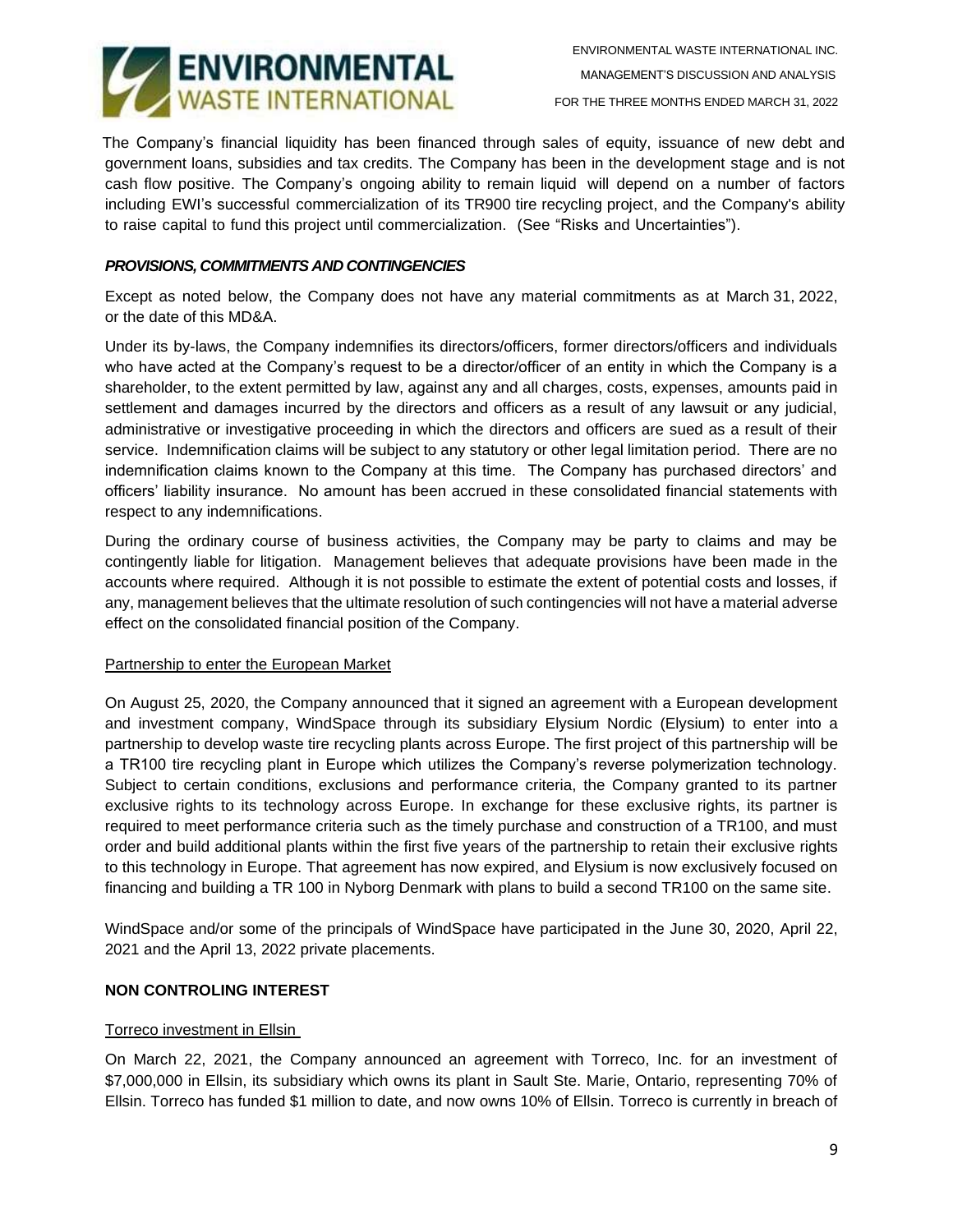The Company's financial liquidity has been financed through sales of equity, issuance of new debt and government loans, subsidies and tax credits. The Company has been in the development stage and is not cash flow positive. The Company's ongoing ability to remain liquid will depend on a number of factors including EWI's successful commercialization of its TR900 tire recycling project, and the Company's ability to raise capital to fund this project until commercialization. (See "Risks and Uncertainties").

### *PROVISIONS, COMMITMENTS AND CONTINGENCIES*

Except as noted below, the Company does not have any material commitments as at March 31, 2022, or the date of this MD&A.

Under its by-laws, the Company indemnifies its directors/officers, former directors/officers and individuals who have acted at the Company's request to be a director/officer of an entity in which the Company is a shareholder, to the extent permitted by law, against any and all charges, costs, expenses, amounts paid in settlement and damages incurred by the directors and officers as a result of any lawsuit or any judicial, administrative or investigative proceeding in which the directors and officers are sued as a result of their service. Indemnification claims will be subject to any statutory or other legal limitation period. There are no indemnification claims known to the Company at this time. The Company has purchased directors' and officers' liability insurance. No amount has been accrued in these consolidated financial statements with respect to any indemnifications.

During the ordinary course of business activities, the Company may be party to claims and may be contingently liable for litigation. Management believes that adequate provisions have been made in the accounts where required. Although it is not possible to estimate the extent of potential costs and losses, if any, management believes that the ultimate resolution of such contingencies will not have a material adverse effect on the consolidated financial position of the Company.

Partnership to enter the European Market

On August 25, 2020, the Company announced that it signed an agreement with a European development and investment company, WindSpace through its subsidiary Elysium Nordic (Elysium) to enter into a partnership to develop waste tire recycling plants across Europe. The first project of this partnership will be a TR100 tire recycling plant in Europe which utilizes the Company's reverse polymerization technology. Subject to certain conditions, exclusions and performance criteria, the Company granted to its partner exclusive rights to its technology across Europe. In exchange for these exclusive rights, its partner is required to meet performance criteria such as the timely purchase and construction of a TR100, and must order and build additional plants within the first five years of the partnership to retain their exclusive rights to this technology in Europe. That agreement has now expired, and Elysium is now exclusively focused on financing and building a TR 100 in Nyborg Denmark with plans to build a second TR100 on the same site.

WindSpace and/or some of the principals of WindSpace have participated in the June 30, 2020, April 22, 2021 and the April 13, 2022 private placements.

### NON CONTROLING INTEREST

Torreco investment in Ellsin

On March 22, 2021, the Company announced an agreement with Torreco, Inc. for an investment of $7,000,000 in Ellsin, its subsidiary which owns its plant in Sault Ste. Marie, Ontario, representing 70% of Ellsin. Torreco has funded $1 million to date, and now owns 10% of Ellsin. Torreco is currently in breach of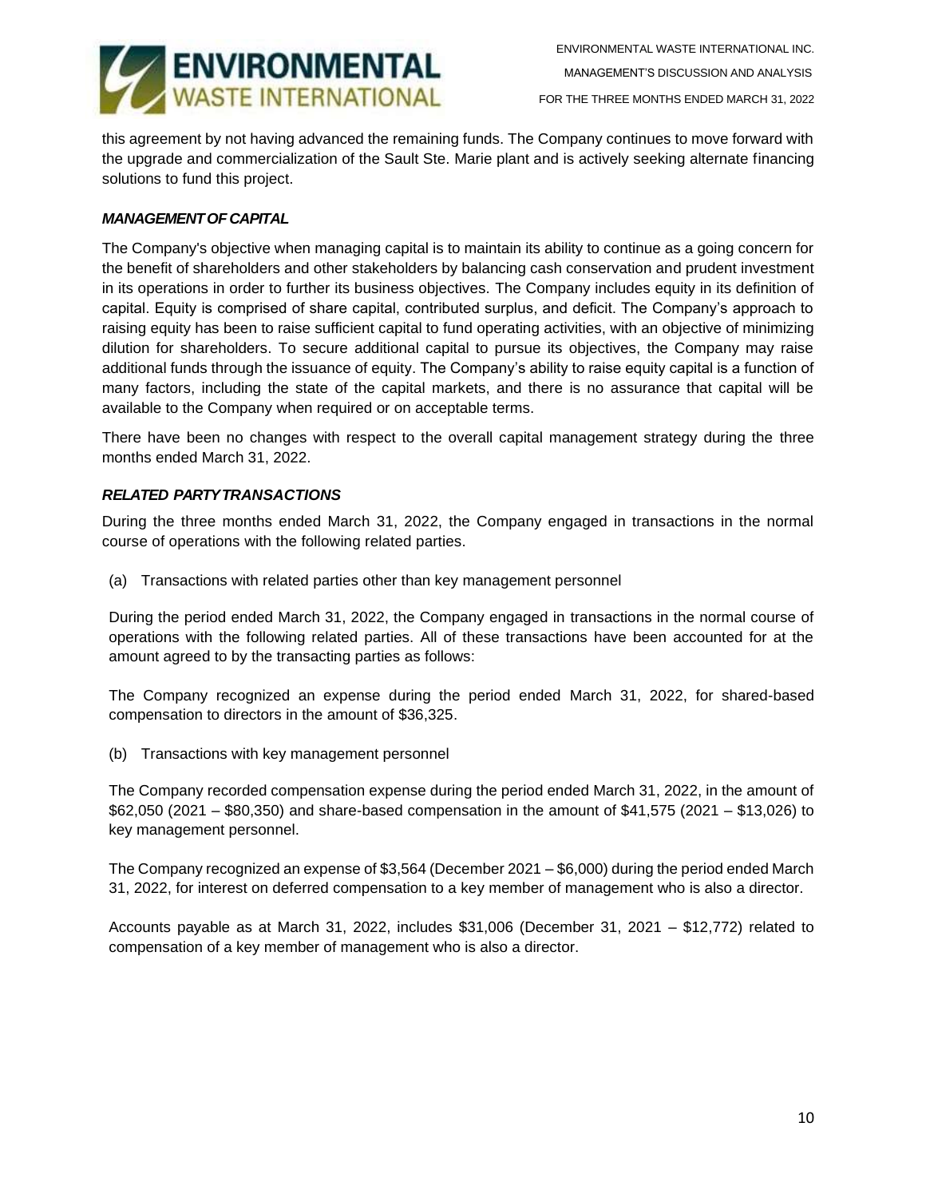this agreement by not having advanced the remaining funds. The Company continues to move forward with the upgrade and commercialization of the Sault Ste. Marie plant and is actively seeking alternate financing solutions to fund this project.

### *MANAGEMENT OF CAPITAL*

The Company's objective when managing capital is to maintain its ability to continue as a going concern for the benefit of shareholders and other stakeholders by balancing cash conservation and prudent investment in its operations in order to further its business objectives. The Company includes equity in its definition of capital. Equity is comprised of share capital, contributed surplus, and deficit. The Company's approach to raising equity has been to raise sufficient capital to fund operating activities, with an objective of minimizing dilution for shareholders. To secure additional capital to pursue its objectives, the Company may raise additional funds through the issuance of equity. The Company's ability to raise equity capital is a function of many factors, including the state of the capital markets, and there is no assurance that capital will be available to the Company when required or on acceptable terms.

There have been no changes with respect to the overall capital management strategy during the three months ended March 31, 2022.

### *RELATED PARTY TRANSACTIONS*

During the three months ended March 31, 2022, the Company engaged in transactions in the normal course of operations with the following related parties.

(a) Transactions with related parties other than key management personnel

During the period ended March 31, 2022, the Company engaged in transactions in the normal course of operations with the following related parties. All of these transactions have been accounted for at the amount agreed to by the transacting parties as follows:

The Company recognized an expense during the period ended March 31, 2022, for shared-based compensation to directors in the amount of $36,325.

(b) Transactions with key management personnel

The Company recorded compensation expense during the period ended March 31, 2022, in the amount of $62,050 (2021 – $80,350) and share-based compensation in the amount of $41,575 (2021 – $13,026) to key management personnel.

The Company recognized an expense of $3,564 (December 2021 – $6,000) during the period ended March 31, 2022, for interest on deferred compensation to a key member of management who is also a director.

Accounts payable as at March 31, 2022, includes $31,006 (December 31, 2021 – $12,772) related to compensation of a key member of management who is also a director.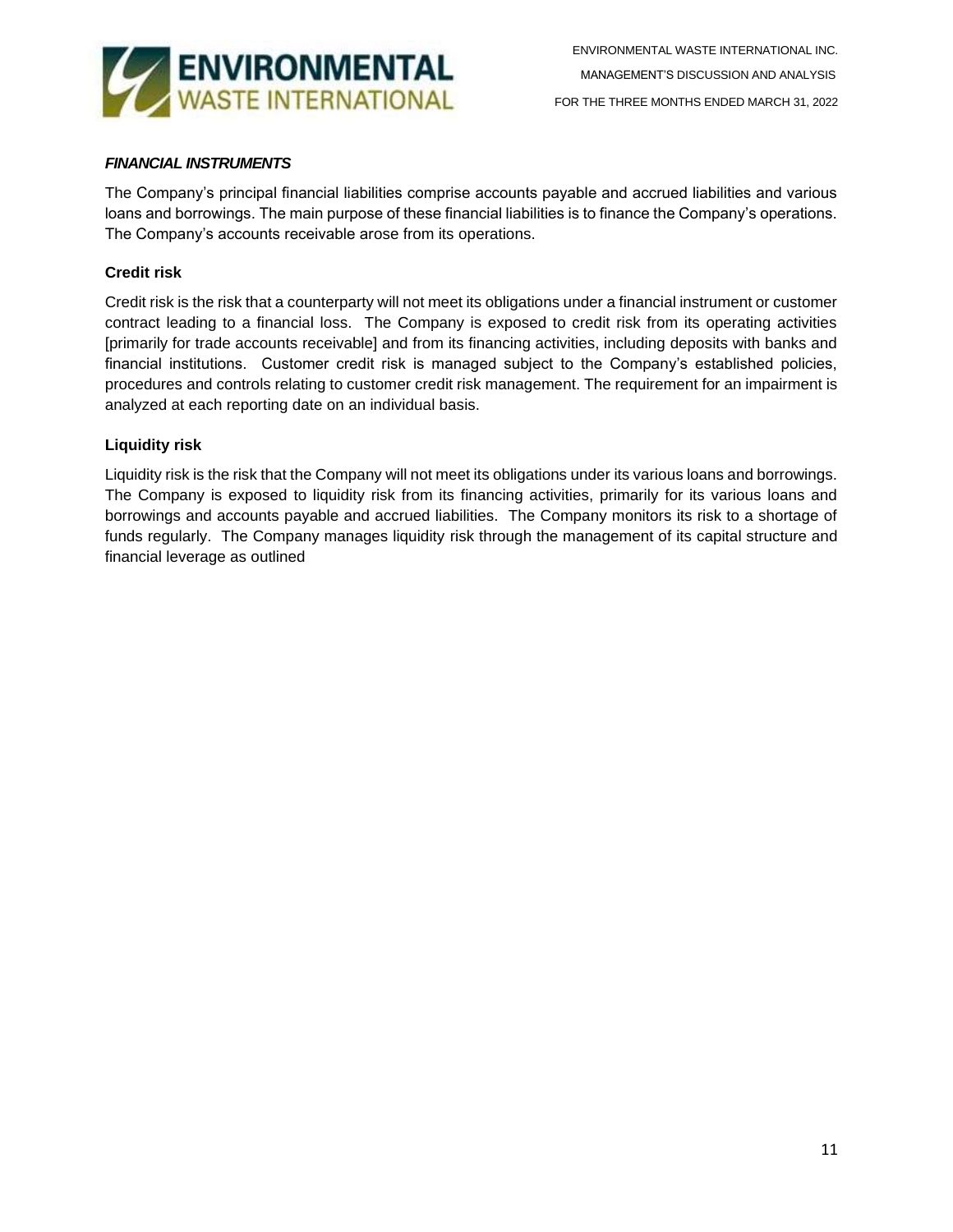***FINANCIAL INSTRUMENTS***

The Company's principal financial liabilities comprise accounts payable and accrued liabilities and various loans and borrowings. The main purpose of these financial liabilities is to finance the Company's operations. The Company's accounts receivable arose from its operations.

**Credit risk**

Credit risk is the risk that a counterparty will not meet its obligations under a financial instrument or customer contract leading to a financial loss. The Company is exposed to credit risk from its operating activities [primarily for trade accounts receivable] and from its financing activities, including deposits with banks and financial institutions. Customer credit risk is managed subject to the Company's established policies, procedures and controls relating to customer credit risk management. The requirement for an impairment is analyzed at each reporting date on an individual basis.

**Liquidity risk**

Liquidity risk is the risk that the Company will not meet its obligations under its various loans and borrowings. The Company is exposed to liquidity risk from its financing activities, primarily for its various loans and borrowings and accounts payable and accrued liabilities. The Company monitors its risk to a shortage of funds regularly. The Company manages liquidity risk through the management of its capital structure and financial leverage as outlined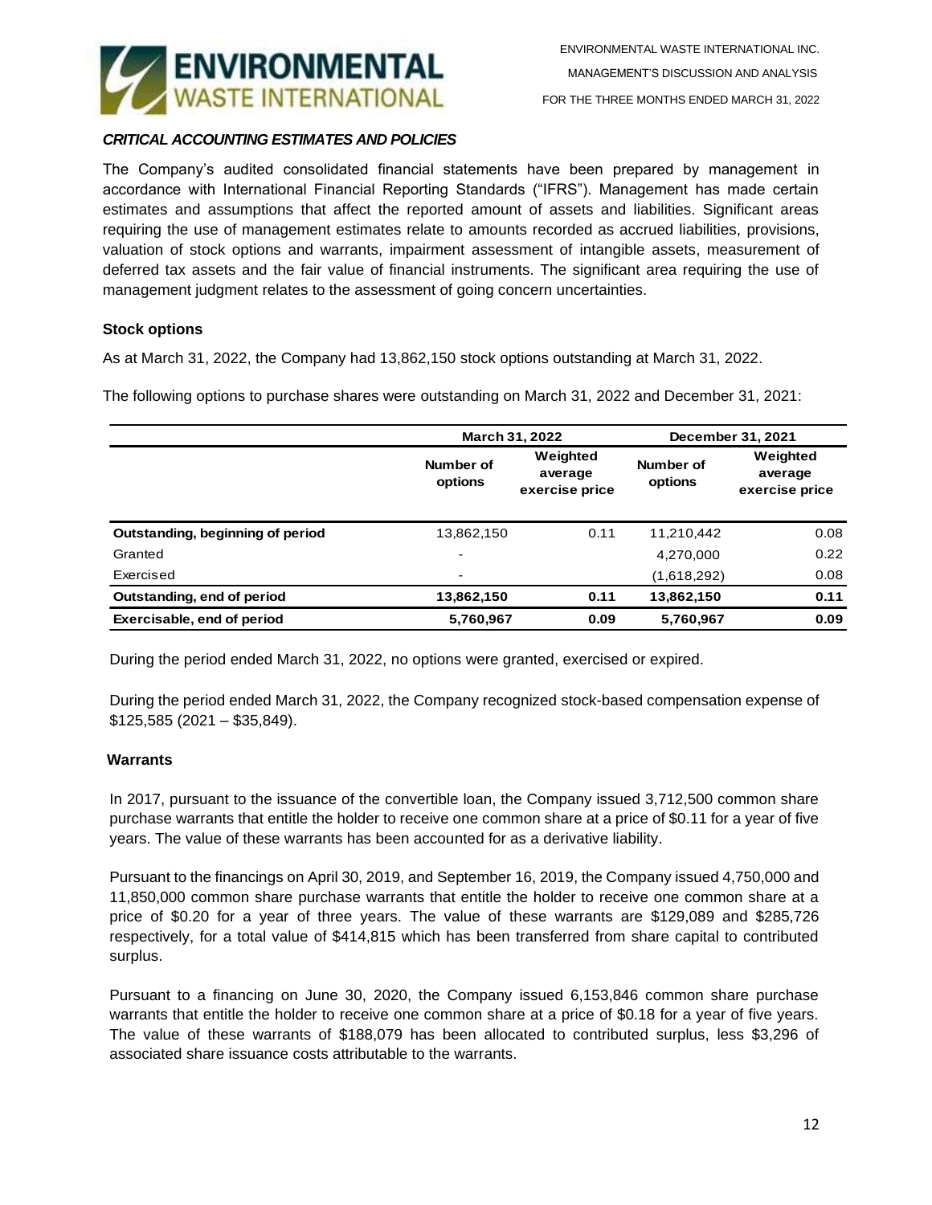### *CRITICAL ACCOUNTING ESTIMATES AND POLICIES*

The Company's audited consolidated financial statements have been prepared by management in accordance with International Financial Reporting Standards ("IFRS"). Management has made certain estimates and assumptions that affect the reported amount of assets and liabilities. Significant areas requiring the use of management estimates relate to amounts recorded as accrued liabilities, provisions, valuation of stock options and warrants, impairment assessment of intangible assets, measurement of deferred tax assets and the fair value of financial instruments. The significant area requiring the use of management judgment relates to the assessment of going concern uncertainties.

**Stock options**

As at March 31, 2022, the Company had 13,862,150 stock options outstanding at March 31, 2022.

The following options to purchase shares were outstanding on March 31, 2022 and December 31, 2021:

| | March 31, 2022 | | December 31, 2021 | |
|---|---|---|---|---|
| | Number of options | Weighted average exercise price | Number of options | Weighted average exercise price |
| **Outstanding, beginning of period** | 13,862,150 | 0.11 | 11,210,442 | 0.08 |
| Granted | - | | 4,270,000 | 0.22 |
| Exercised | - | | (1,618,292) | 0.08 |
| **Outstanding, end of period** | **13,862,150** | **0.11** | **13,862,150** | **0.11** |
| **Exercisable, end of period** | **5,760,967** | **0.09** | **5,760,967** | **0.09** |

During the period ended March 31, 2022, no options were granted, exercised or expired.

During the period ended March 31, 2022, the Company recognized stock-based compensation expense of $125,585 (2021 – $35,849).

**Warrants**

In 2017, pursuant to the issuance of the convertible loan, the Company issued 3,712,500 common share purchase warrants that entitle the holder to receive one common share at a price of $0.11 for a year of five years. The value of these warrants has been accounted for as a derivative liability.

Pursuant to the financings on April 30, 2019, and September 16, 2019, the Company issued 4,750,000 and 11,850,000 common share purchase warrants that entitle the holder to receive one common share at a price of $0.20 for a year of three years. The value of these warrants are $129,089 and $285,726 respectively, for a total value of $414,815 which has been transferred from share capital to contributed surplus.

Pursuant to a financing on June 30, 2020, the Company issued 6,153,846 common share purchase warrants that entitle the holder to receive one common share at a price of $0.18 for a year of five years. The value of these warrants of $188,079 has been allocated to contributed surplus, less $3,296 of associated share issuance costs attributable to the warrants.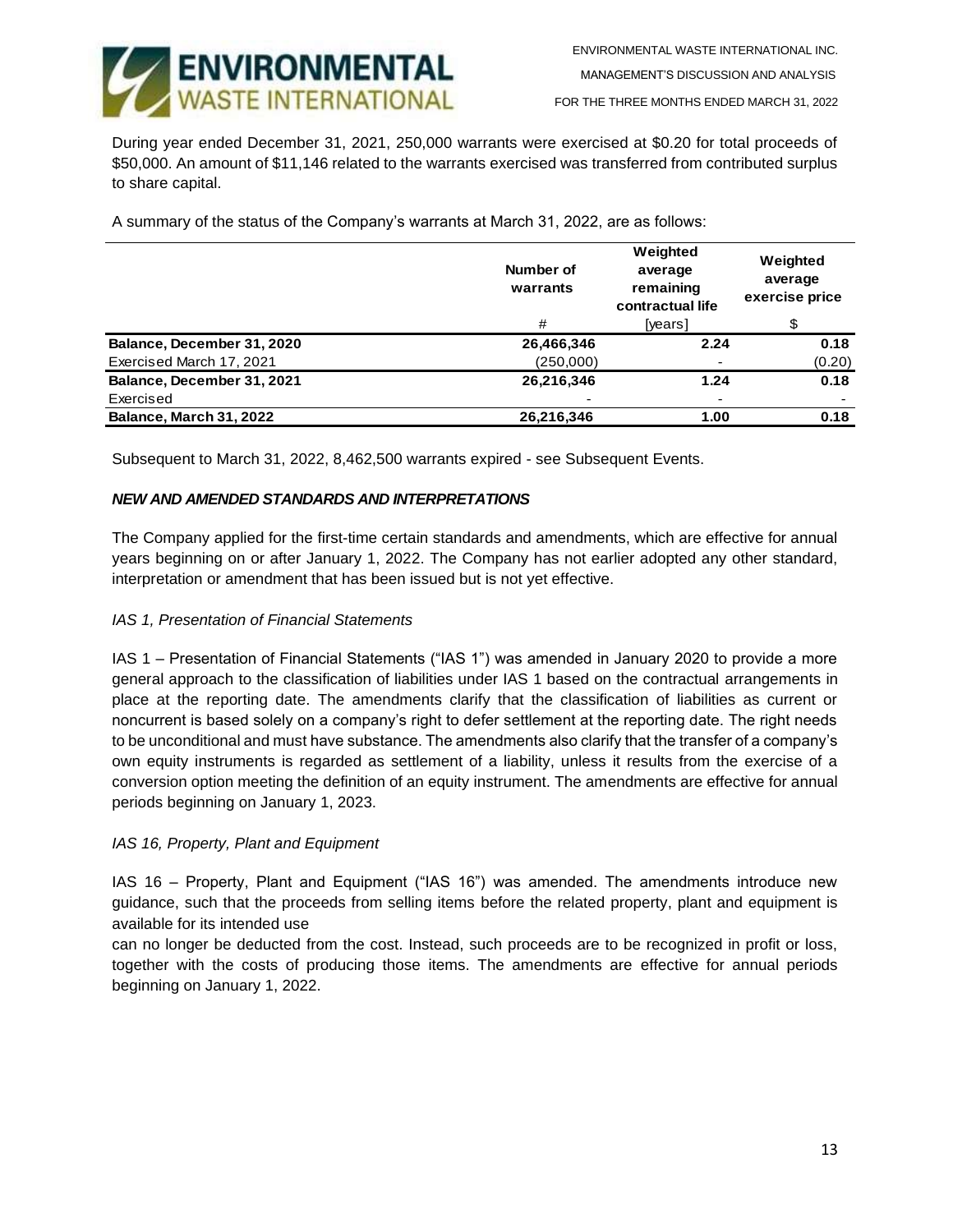During year ended December 31, 2021, 250,000 warrants were exercised at $0.20 for total proceeds of $50,000. An amount of $11,146 related to the warrants exercised was transferred from contributed surplus to share capital.

A summary of the status of the Company's warrants at March 31, 2022, are as follows:

| | Number of warrants | Weighted average remaining contractual life | Weighted average exercise price |
|---|---|---|---|
| | # | [years] | $ |
| **Balance, December 31, 2020** | **26,466,346** | **2.24** | **0.18** |
| Exercised March 17, 2021 | (250,000) | - | (0.20) |
| **Balance, December 31, 2021** | **26,216,346** | **1.24** | **0.18** |
| Exercised | - | - | - |
| **Balance, March 31, 2022** | **26,216,346** | **1.00** | **0.18** |

Subsequent to March 31, 2022, 8,462,500 warrants expired - see Subsequent Events.

### *NEW AND AMENDED STANDARDS AND INTERPRETATIONS*

The Company applied for the first-time certain standards and amendments, which are effective for annual years beginning on or after January 1, 2022. The Company has not earlier adopted any other standard, interpretation or amendment that has been issued but is not yet effective.

*IAS 1, Presentation of Financial Statements*

IAS 1 – Presentation of Financial Statements ("IAS 1") was amended in January 2020 to provide a more general approach to the classification of liabilities under IAS 1 based on the contractual arrangements in place at the reporting date. The amendments clarify that the classification of liabilities as current or noncurrent is based solely on a company's right to defer settlement at the reporting date. The right needs to be unconditional and must have substance. The amendments also clarify that the transfer of a company's own equity instruments is regarded as settlement of a liability, unless it results from the exercise of a conversion option meeting the definition of an equity instrument. The amendments are effective for annual periods beginning on January 1, 2023.

*IAS 16, Property, Plant and Equipment*

IAS 16 – Property, Plant and Equipment ("IAS 16") was amended. The amendments introduce new guidance, such that the proceeds from selling items before the related property, plant and equipment is available for its intended use
can no longer be deducted from the cost. Instead, such proceeds are to be recognized in profit or loss, together with the costs of producing those items. The amendments are effective for annual periods beginning on January 1, 2022.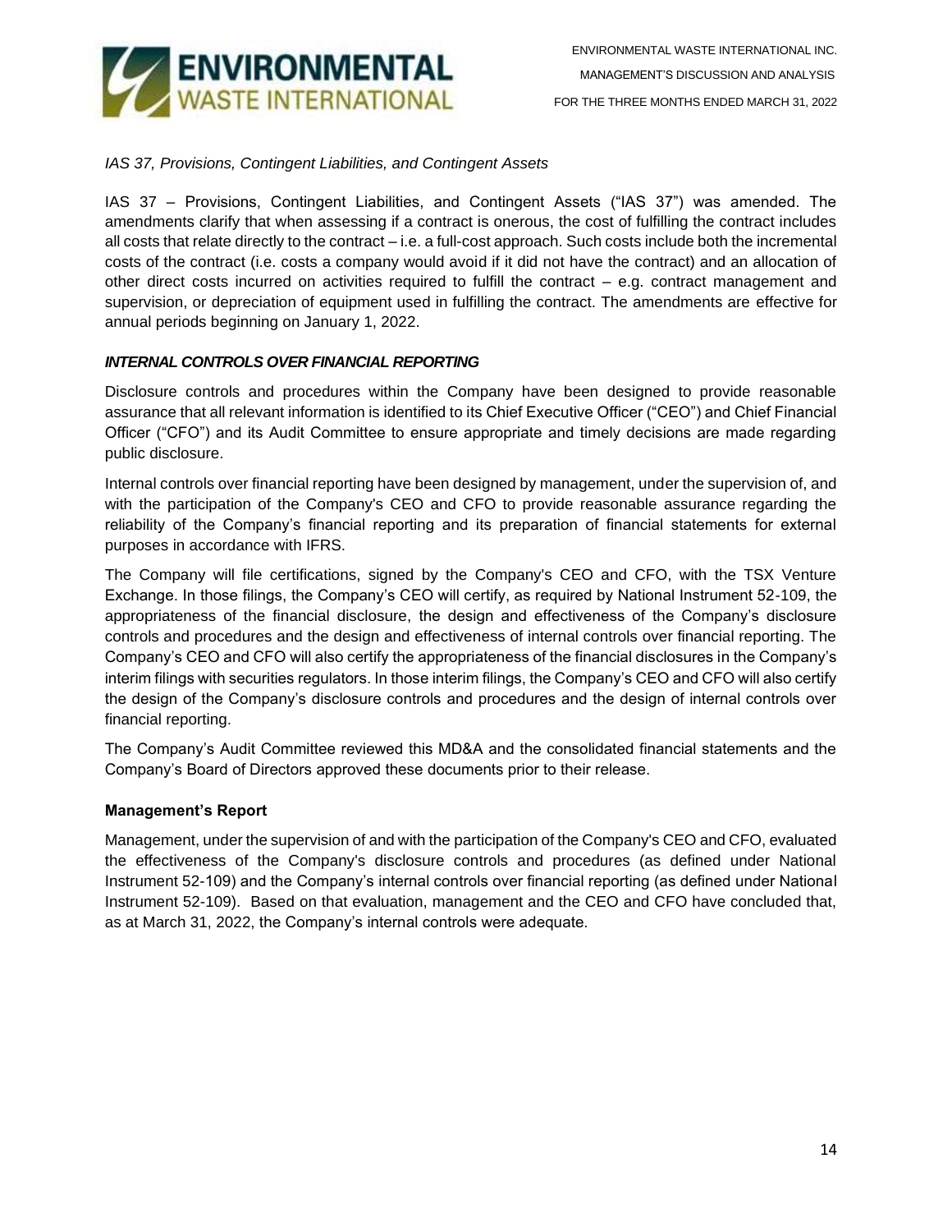*IAS 37, Provisions, Contingent Liabilities, and Contingent Assets*

IAS 37 – Provisions, Contingent Liabilities, and Contingent Assets ("IAS 37") was amended. The amendments clarify that when assessing if a contract is onerous, the cost of fulfilling the contract includes all costs that relate directly to the contract – i.e. a full-cost approach. Such costs include both the incremental costs of the contract (i.e. costs a company would avoid if it did not have the contract) and an allocation of other direct costs incurred on activities required to fulfill the contract – e.g. contract management and supervision, or depreciation of equipment used in fulfilling the contract. The amendments are effective for annual periods beginning on January 1, 2022.

***INTERNAL CONTROLS OVER FINANCIAL REPORTING***

Disclosure controls and procedures within the Company have been designed to provide reasonable assurance that all relevant information is identified to its Chief Executive Officer ("CEO") and Chief Financial Officer ("CFO") and its Audit Committee to ensure appropriate and timely decisions are made regarding public disclosure.

Internal controls over financial reporting have been designed by management, under the supervision of, and with the participation of the Company's CEO and CFO to provide reasonable assurance regarding the reliability of the Company's financial reporting and its preparation of financial statements for external purposes in accordance with IFRS.

The Company will file certifications, signed by the Company's CEO and CFO, with the TSX Venture Exchange. In those filings, the Company's CEO will certify, as required by National Instrument 52-109, the appropriateness of the financial disclosure, the design and effectiveness of the Company's disclosure controls and procedures and the design and effectiveness of internal controls over financial reporting. The Company's CEO and CFO will also certify the appropriateness of the financial disclosures in the Company's interim filings with securities regulators. In those interim filings, the Company's CEO and CFO will also certify the design of the Company's disclosure controls and procedures and the design of internal controls over financial reporting.

The Company's Audit Committee reviewed this MD&A and the consolidated financial statements and the Company's Board of Directors approved these documents prior to their release.

**Management's Report**

Management, under the supervision of and with the participation of the Company's CEO and CFO, evaluated the effectiveness of the Company's disclosure controls and procedures (as defined under National Instrument 52-109) and the Company's internal controls over financial reporting (as defined under National Instrument 52-109). Based on that evaluation, management and the CEO and CFO have concluded that, as at March 31, 2022, the Company's internal controls were adequate.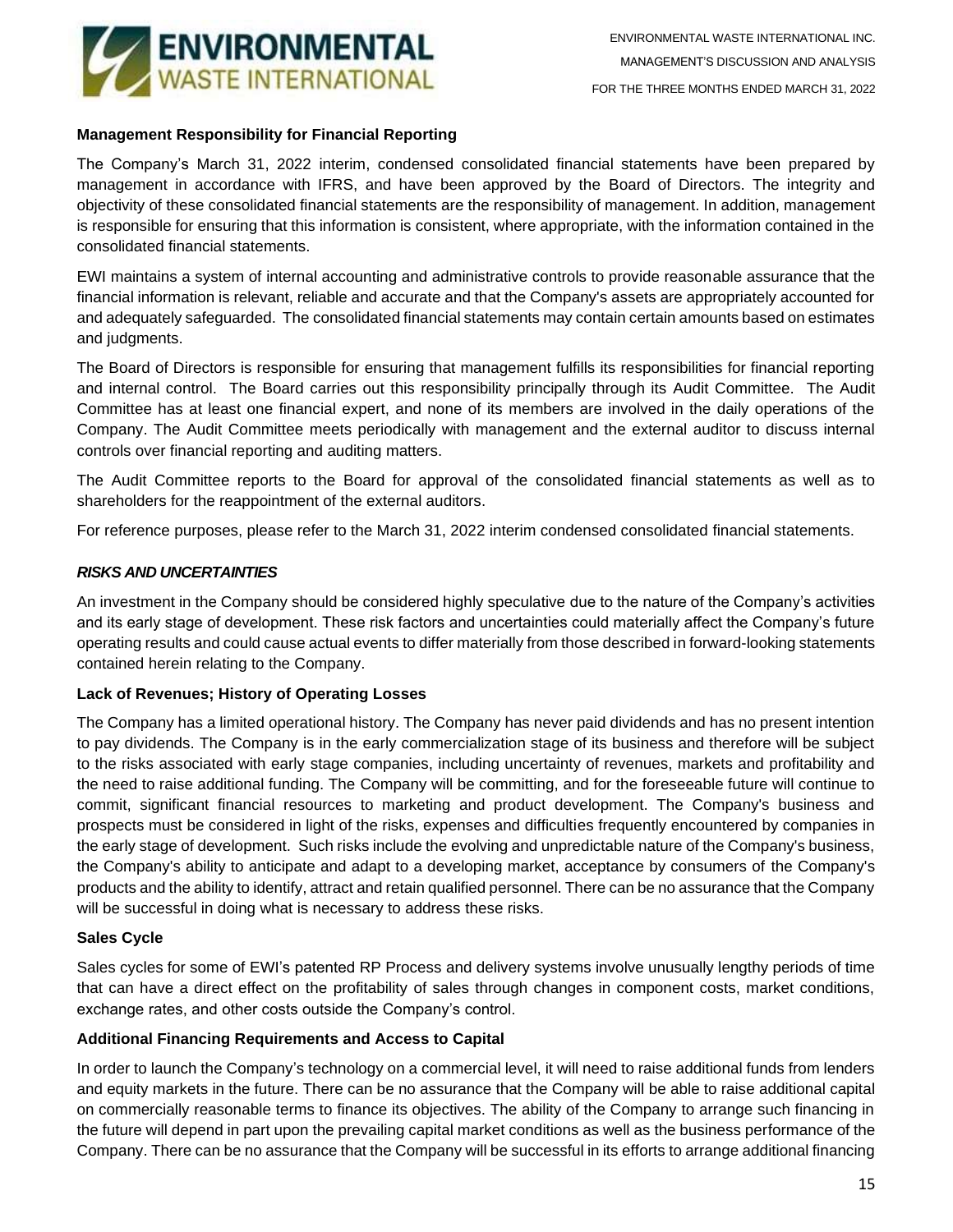**Management Responsibility for Financial Reporting**

The Company's March 31, 2022 interim, condensed consolidated financial statements have been prepared by management in accordance with IFRS, and have been approved by the Board of Directors. The integrity and objectivity of these consolidated financial statements are the responsibility of management. In addition, management is responsible for ensuring that this information is consistent, where appropriate, with the information contained in the consolidated financial statements.

EWI maintains a system of internal accounting and administrative controls to provide reasonable assurance that the financial information is relevant, reliable and accurate and that the Company's assets are appropriately accounted for and adequately safeguarded. The consolidated financial statements may contain certain amounts based on estimates and judgments.

The Board of Directors is responsible for ensuring that management fulfills its responsibilities for financial reporting and internal control. The Board carries out this responsibility principally through its Audit Committee. The Audit Committee has at least one financial expert, and none of its members are involved in the daily operations of the Company. The Audit Committee meets periodically with management and the external auditor to discuss internal controls over financial reporting and auditing matters.

The Audit Committee reports to the Board for approval of the consolidated financial statements as well as to shareholders for the reappointment of the external auditors.

For reference purposes, please refer to the March 31, 2022 interim condensed consolidated financial statements.

***RISKS AND UNCERTAINTIES***

An investment in the Company should be considered highly speculative due to the nature of the Company's activities and its early stage of development. These risk factors and uncertainties could materially affect the Company's future operating results and could cause actual events to differ materially from those described in forward-looking statements contained herein relating to the Company.

**Lack of Revenues; History of Operating Losses**

The Company has a limited operational history. The Company has never paid dividends and has no present intention to pay dividends. The Company is in the early commercialization stage of its business and therefore will be subject to the risks associated with early stage companies, including uncertainty of revenues, markets and profitability and the need to raise additional funding. The Company will be committing, and for the foreseeable future will continue to commit, significant financial resources to marketing and product development. The Company's business and prospects must be considered in light of the risks, expenses and difficulties frequently encountered by companies in the early stage of development. Such risks include the evolving and unpredictable nature of the Company's business, the Company's ability to anticipate and adapt to a developing market, acceptance by consumers of the Company's products and the ability to identify, attract and retain qualified personnel. There can be no assurance that the Company will be successful in doing what is necessary to address these risks.

**Sales Cycle**

Sales cycles for some of EWI's patented RP Process and delivery systems involve unusually lengthy periods of time that can have a direct effect on the profitability of sales through changes in component costs, market conditions, exchange rates, and other costs outside the Company's control.

**Additional Financing Requirements and Access to Capital**

In order to launch the Company's technology on a commercial level, it will need to raise additional funds from lenders and equity markets in the future. There can be no assurance that the Company will be able to raise additional capital on commercially reasonable terms to finance its objectives. The ability of the Company to arrange such financing in the future will depend in part upon the prevailing capital market conditions as well as the business performance of the Company. There can be no assurance that the Company will be successful in its efforts to arrange additional financing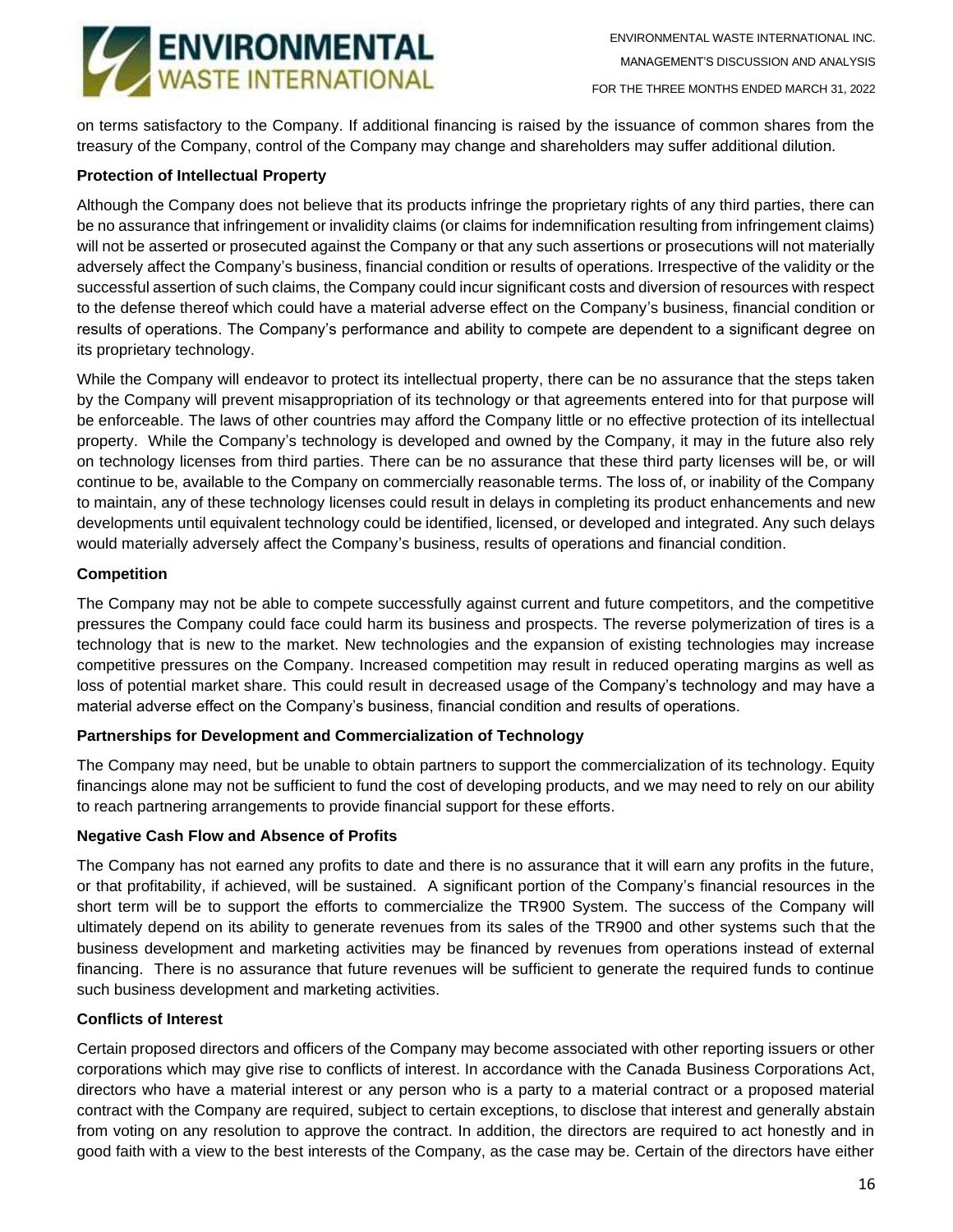on terms satisfactory to the Company. If additional financing is raised by the issuance of common shares from the treasury of the Company, control of the Company may change and shareholders may suffer additional dilution.

**Protection of Intellectual Property**

Although the Company does not believe that its products infringe the proprietary rights of any third parties, there can be no assurance that infringement or invalidity claims (or claims for indemnification resulting from infringement claims) will not be asserted or prosecuted against the Company or that any such assertions or prosecutions will not materially adversely affect the Company's business, financial condition or results of operations. Irrespective of the validity or the successful assertion of such claims, the Company could incur significant costs and diversion of resources with respect to the defense thereof which could have a material adverse effect on the Company's business, financial condition or results of operations. The Company's performance and ability to compete are dependent to a significant degree on its proprietary technology.

While the Company will endeavor to protect its intellectual property, there can be no assurance that the steps taken by the Company will prevent misappropriation of its technology or that agreements entered into for that purpose will be enforceable. The laws of other countries may afford the Company little or no effective protection of its intellectual property. While the Company's technology is developed and owned by the Company, it may in the future also rely on technology licenses from third parties. There can be no assurance that these third party licenses will be, or will continue to be, available to the Company on commercially reasonable terms. The loss of, or inability of the Company to maintain, any of these technology licenses could result in delays in completing its product enhancements and new developments until equivalent technology could be identified, licensed, or developed and integrated. Any such delays would materially adversely affect the Company's business, results of operations and financial condition.

**Competition**

The Company may not be able to compete successfully against current and future competitors, and the competitive pressures the Company could face could harm its business and prospects. The reverse polymerization of tires is a technology that is new to the market. New technologies and the expansion of existing technologies may increase competitive pressures on the Company. Increased competition may result in reduced operating margins as well as loss of potential market share. This could result in decreased usage of the Company's technology and may have a material adverse effect on the Company's business, financial condition and results of operations.

**Partnerships for Development and Commercialization of Technology**

The Company may need, but be unable to obtain partners to support the commercialization of its technology. Equity financings alone may not be sufficient to fund the cost of developing products, and we may need to rely on our ability to reach partnering arrangements to provide financial support for these efforts.

**Negative Cash Flow and Absence of Profits**

The Company has not earned any profits to date and there is no assurance that it will earn any profits in the future, or that profitability, if achieved, will be sustained. A significant portion of the Company's financial resources in the short term will be to support the efforts to commercialize the TR900 System. The success of the Company will ultimately depend on its ability to generate revenues from its sales of the TR900 and other systems such that the business development and marketing activities may be financed by revenues from operations instead of external financing. There is no assurance that future revenues will be sufficient to generate the required funds to continue such business development and marketing activities.

**Conflicts of Interest**

Certain proposed directors and officers of the Company may become associated with other reporting issuers or other corporations which may give rise to conflicts of interest. In accordance with the Canada Business Corporations Act, directors who have a material interest or any person who is a party to a material contract or a proposed material contract with the Company are required, subject to certain exceptions, to disclose that interest and generally abstain from voting on any resolution to approve the contract. In addition, the directors are required to act honestly and in good faith with a view to the best interests of the Company, as the case may be. Certain of the directors have either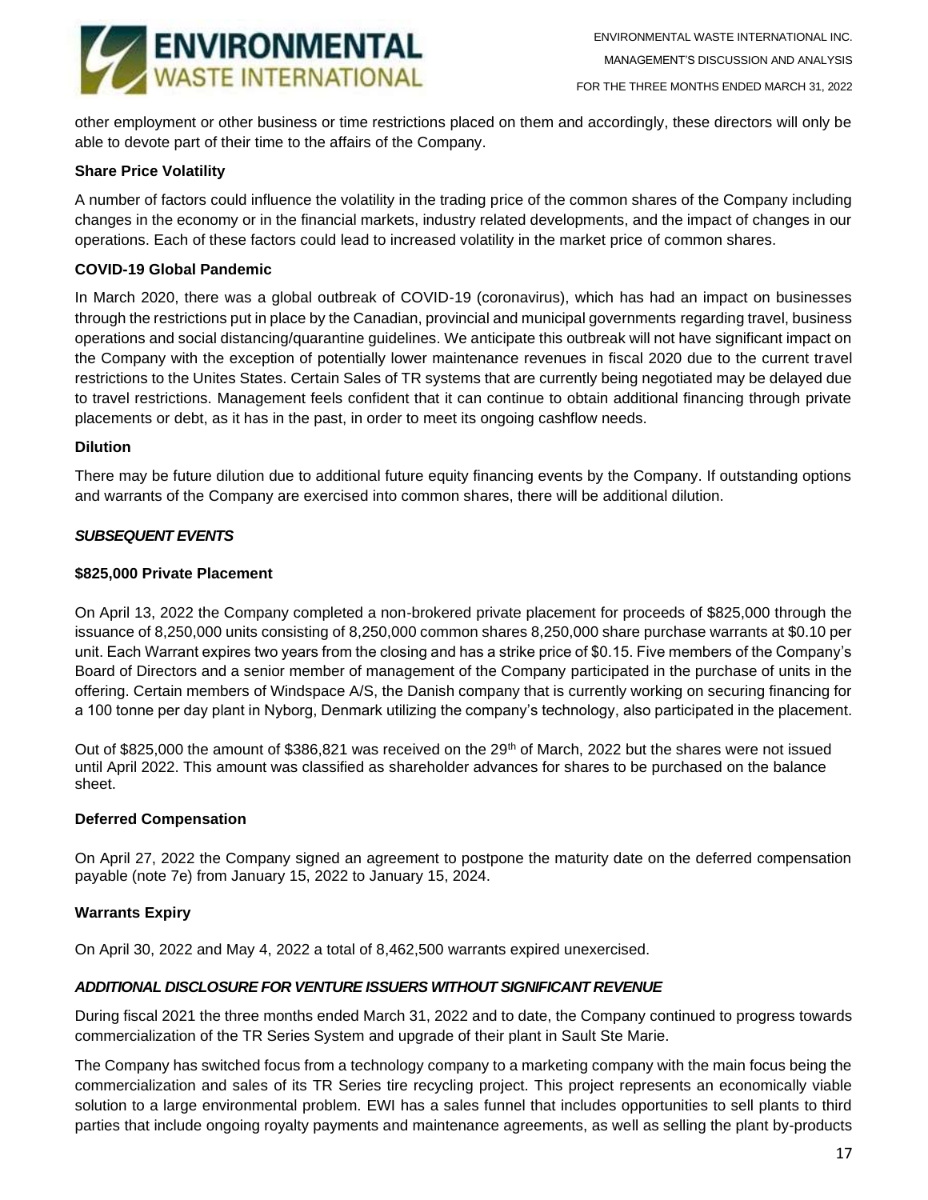other employment or other business or time restrictions placed on them and accordingly, these directors will only be able to devote part of their time to the affairs of the Company.

**Share Price Volatility**

A number of factors could influence the volatility in the trading price of the common shares of the Company including changes in the economy or in the financial markets, industry related developments, and the impact of changes in our operations. Each of these factors could lead to increased volatility in the market price of common shares.

**COVID-19 Global Pandemic**

In March 2020, there was a global outbreak of COVID-19 (coronavirus), which has had an impact on businesses through the restrictions put in place by the Canadian, provincial and municipal governments regarding travel, business operations and social distancing/quarantine guidelines. We anticipate this outbreak will not have significant impact on the Company with the exception of potentially lower maintenance revenues in fiscal 2020 due to the current travel restrictions to the Unites States. Certain Sales of TR systems that are currently being negotiated may be delayed due to travel restrictions. Management feels confident that it can continue to obtain additional financing through private placements or debt, as it has in the past, in order to meet its ongoing cashflow needs.

**Dilution**

There may be future dilution due to additional future equity financing events by the Company. If outstanding options and warrants of the Company are exercised into common shares, there will be additional dilution.

## *SUBSEQUENT EVENTS*

**$825,000 Private Placement**

On April 13, 2022 the Company completed a non-brokered private placement for proceeds of $825,000 through the issuance of 8,250,000 units consisting of 8,250,000 common shares 8,250,000 share purchase warrants at $0.10 per unit. Each Warrant expires two years from the closing and has a strike price of $0.15. Five members of the Company's Board of Directors and a senior member of management of the Company participated in the purchase of units in the offering. Certain members of Windspace A/S, the Danish company that is currently working on securing financing for a 100 tonne per day plant in Nyborg, Denmark utilizing the company's technology, also participated in the placement.

Out of $825,000 the amount of $386,821 was received on the 29th of March, 2022 but the shares were not issued until April 2022. This amount was classified as shareholder advances for shares to be purchased on the balance sheet.

**Deferred Compensation**

On April 27, 2022 the Company signed an agreement to postpone the maturity date on the deferred compensation payable (note 7e) from January 15, 2022 to January 15, 2024.

**Warrants Expiry**

On April 30, 2022 and May 4, 2022 a total of 8,462,500 warrants expired unexercised.

## *ADDITIONAL DISCLOSURE FOR VENTURE ISSUERS WITHOUT SIGNIFICANT REVENUE*

During fiscal 2021 the three months ended March 31, 2022 and to date, the Company continued to progress towards commercialization of the TR Series System and upgrade of their plant in Sault Ste Marie.

The Company has switched focus from a technology company to a marketing company with the main focus being the commercialization and sales of its TR Series tire recycling project. This project represents an economically viable solution to a large environmental problem. EWI has a sales funnel that includes opportunities to sell plants to third parties that include ongoing royalty payments and maintenance agreements, as well as selling the plant by-products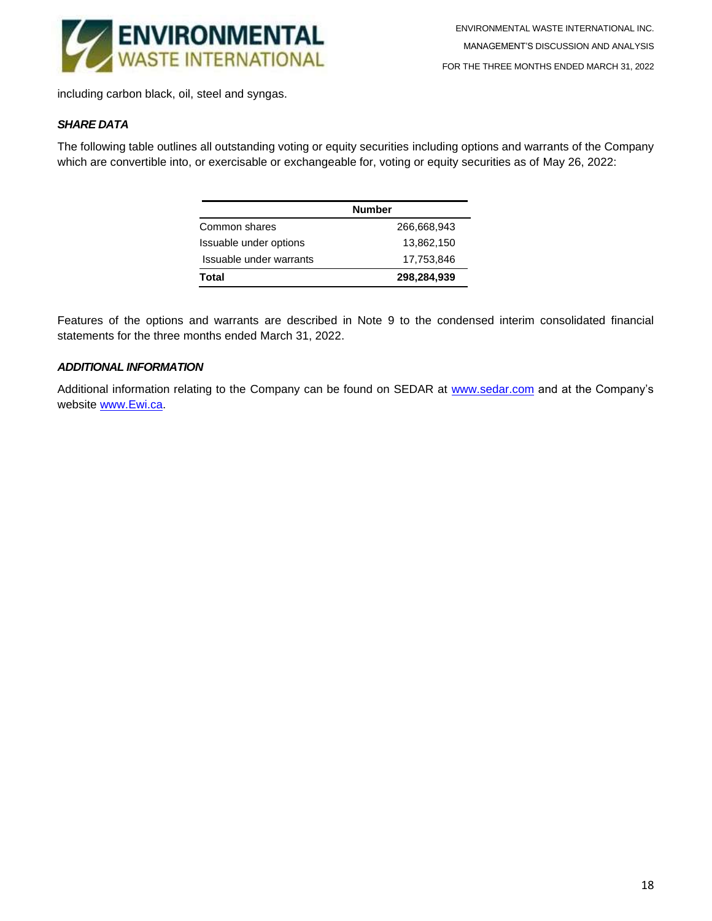including carbon black, oil, steel and syngas.

***SHARE DATA***

The following table outlines all outstanding voting or equity securities including options and warrants of the Company which are convertible into, or exercisable or exchangeable for, voting or equity securities as of May 26, 2022:

| | **Number** |
|---|---|
| Common shares | 266,668,943 |
| Issuable under options | 13,862,150 |
| Issuable under warrants | 17,753,846 |
| **Total** | **298,284,939** |

Features of the options and warrants are described in Note 9 to the condensed interim consolidated financial statements for the three months ended March 31, 2022.

***ADDITIONAL INFORMATION***

Additional information relating to the Company can be found on SEDAR at www.sedar.com and at the Company's website www.Ewi.ca.